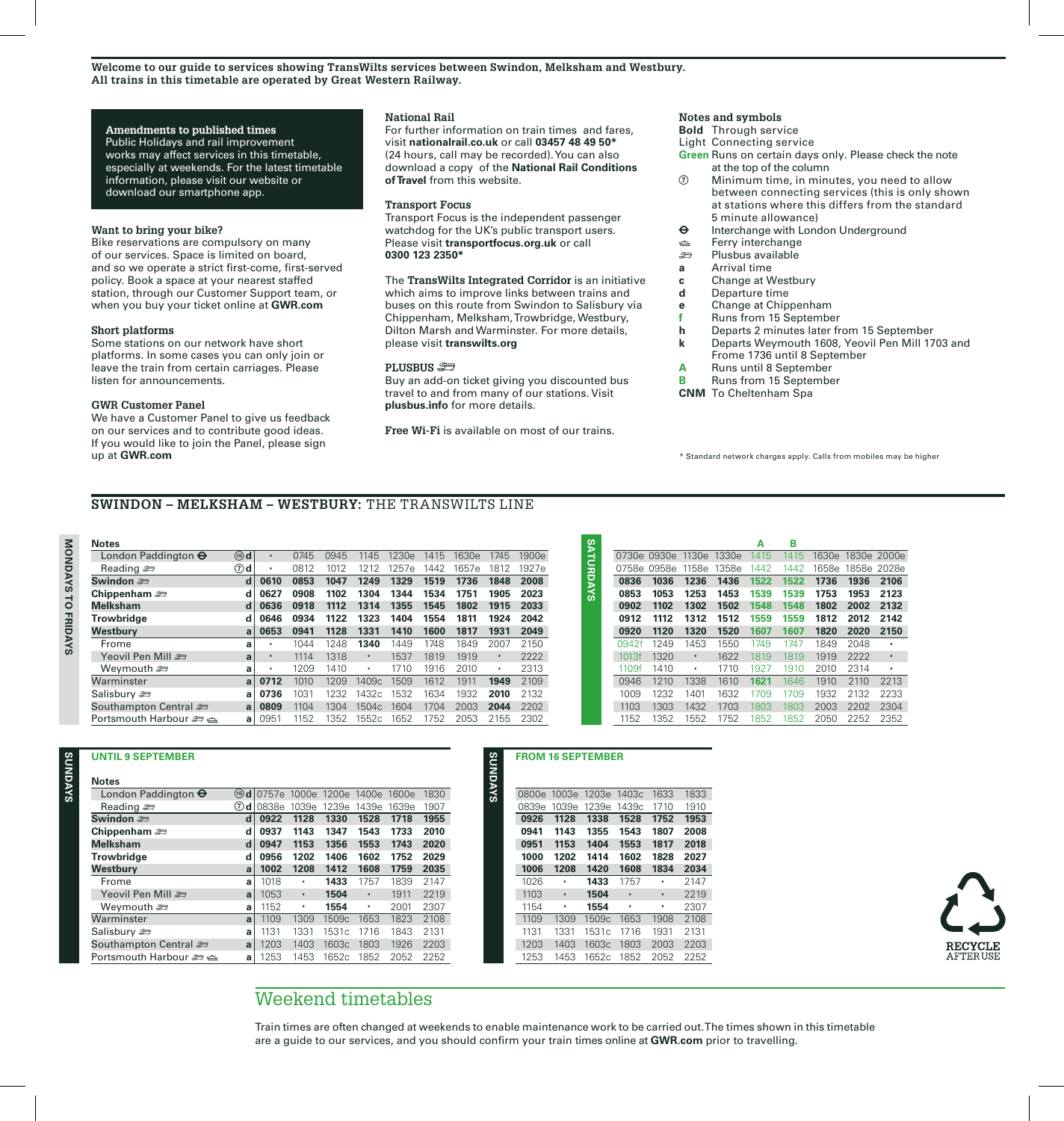**Welcome to our guide to services showing TransWilts services between Swindon, Melksham and Westbury.**
**All trains in this timetable are operated by Great Western Railway.**

### Amendments to published times

Public Holidays and rail improvement works may affect services in this timetable, especially at weekends. For the latest timetable information, please visit our website or download our smartphone app.

### Want to bring your bike?

Bike reservations are compulsory on many of our services. Space is limited on board, and so we operate a strict first-come, first-served policy. Book a space at your nearest staffed station, through our Customer Support team, or when you buy your ticket online at **GWR.com**

### Short platforms

Some stations on our network have short platforms. In some cases you can only join or leave the train from certain carriages. Please listen for announcements.

### GWR Customer Panel

We have a Customer Panel to give us feedback on our services and to contribute good ideas. If you would like to join the Panel, please sign up at **GWR.com**

### National Rail

For further information on train times and fares, visit **nationalrail.co.uk** or call **03457 48 49 50*** (24 hours, call may be recorded). You can also download a copy of the **National Rail Conditions of Travel** from this website.

### Transport Focus

Transport Focus is the independent passenger watchdog for the UK's public transport users. Please visit **transportfocus.org.uk** or call **0300 123 2350***

The **TransWilts Integrated Corridor** is an initiative which aims to improve links between trains and buses on this route from Swindon to Salisbury via Chippenham, Melksham, Trowbridge, Westbury, Dilton Marsh and Warminster. For more details, please visit **transwilts.org**

### PLUSBUS 🚌

Buy an add-on ticket giving you discounted bus travel to and from many of our stations. Visit **plusbus.info** for more details.

**Free Wi-Fi** is available on most of our trains.

### Notes and symbols

- **Bold** Through service
- Light Connecting service
- **Green** Runs on certain days only. Please check the note at the top of the column
- ⑦ Minimum time, in minutes, you need to allow between connecting services (this is only shown at stations where this differs from the standard 5 minute allowance)
- ⊖ Interchange with London Underground
- ⛴ Ferry interchange
- 🚌 Plusbus available
- **a** Arrival time
- **c** Change at Westbury
- **d** Departure time
- **e** Change at Chippenham
- **f** Runs from 15 September
- **h** Departs 2 minutes later from 15 September
- **k** Departs Weymouth 1608, Yeovil Pen Mill 1703 and Frome 1736 until 8 September
- **A** Runs until 8 September
- **B** Runs from 15 September
- **CNM** To Cheltenham Spa

\* Standard network charges apply. Calls from mobiles may be higher

## SWINDON – MELKSHAM – WESTBURY: THE TRANSWILTS LINE

### Mondays to Fridays

| Notes | | | | | | | | | | | |
|---|---|---|---|---|---|---|---|---|---|---|---|
| London Paddington ⊖ | ⑮ d | · | 0745 | 0945 | 1145 | 1230e | 1415 | 1630e | 1745 | 1900e |
| Reading 🚌 | ⑦ d | · | 0812 | 1012 | 1212 | 1257e | 1442 | 1657e | 1812 | 1927e |
| **Swindon** 🚌 | d | **0610** | **0853** | **1047** | **1249** | **1329** | **1519** | **1736** | **1848** | **2008** |
| **Chippenham** 🚌 | d | **0627** | **0908** | **1102** | **1304** | **1344** | **1534** | **1751** | **1905** | **2023** |
| **Melksham** | d | **0636** | **0918** | **1112** | **1314** | **1355** | **1545** | **1802** | **1915** | **2033** |
| **Trowbridge** | d | **0646** | **0934** | **1122** | **1323** | **1404** | **1554** | **1811** | **1924** | **2042** |
| **Westbury** | a | **0653** | **0941** | **1128** | **1331** | **1410** | **1600** | **1817** | **1931** | **2049** |
| Frome | a | · | 1044 | 1248 | **1340** | 1449 | 1748 | 1849 | 2007 | 2150 |
| Yeovil Pen Mill 🚌 | a | · | 1114 | 1318 | · | 1537 | 1819 | 1919 | · | 2222 |
| Weymouth 🚌 | a | · | 1209 | 1410 | · | 1710 | 1916 | 2010 | · | 2313 |
| Warminster | a | **0712** | 1010 | 1209 | 1409c | 1509 | 1612 | 1911 | **1949** | 2109 |
| Salisbury 🚌 | a | **0736** | 1031 | 1232 | 1432c | 1532 | 1634 | 1932 | **2010** | 2132 |
| Southampton Central 🚌 | a | **0809** | 1104 | 1304 | 1504c | 1604 | 1704 | 2003 | **2044** | 2202 |
| Portsmouth Harbour 🚌 ⛴ | a | 0951 | 1152 | 1352 | 1552c | 1652 | 1752 | 2053 | 2155 | 2302 |

### Saturdays

| | | | | | A | B | | | |
|---|---|---|---|---|---|---|---|---|---|
| London Paddington ⊖ | 0730e | 0930e | 1130e | 1330e | 1415 | 1415 | 1630e | 1830e | 2000e |
| Reading 🚌 | 0758e | 0958e | 1158e | 1358e | 1442 | 1442 | 1658e | 1858e | 2028e |
| **Swindon** 🚌 | **0836** | **1036** | **1236** | **1436** | **1522** | **1522** | **1736** | **1936** | **2106** |
| **Chippenham** 🚌 | **0853** | **1053** | **1253** | **1453** | **1539** | **1539** | **1753** | **1953** | **2123** |
| **Melksham** | **0902** | **1102** | **1302** | **1502** | **1548** | **1548** | **1802** | **2002** | **2132** |
| **Trowbridge** | **0912** | **1112** | **1312** | **1512** | **1559** | **1559** | **1812** | **2012** | **2142** |
| **Westbury** | **0920** | **1120** | **1320** | **1520** | **1607** | **1607** | **1820** | **2020** | **2150** |
| Frome | 0942f | 1249 | 1453 | 1550 | 1749 | 1747 | 1849 | 2048 | · |
| Yeovil Pen Mill 🚌 | 1013f | 1320 | · | 1622 | 1819 | 1819 | 1919 | 2222 | · |
| Weymouth 🚌 | 1109f | 1410 | · | 1710 | 1927 | 1910 | 2010 | 2314 | · |
| Warminster | 0946 | 1210 | 1338 | 1610 | **1621** | 1646 | 1910 | 2110 | 2213 |
| Salisbury 🚌 | 1009 | 1232 | 1401 | 1632 | 1709 | 1709 | 1932 | 2132 | 2233 |
| Southampton Central 🚌 | 1103 | 1303 | 1432 | 1703 | 1803 | 1803 | 2003 | 2202 | 2304 |
| Portsmouth Harbour 🚌 ⛴ | 1152 | 1352 | 1552 | 1752 | 1852 | 1852 | 2050 | 2252 | 2352 |

### Sundays – Until 9 September

| Notes | | | | | | | |
|---|---|---|---|---|---|---|---|
| London Paddington ⊖ | ⑮ d | 0757e | 1000e | 1200e | 1400e | 1600e | 1830 |
| Reading 🚌 | ⑦ d | 0838e | 1039e | 1239e | 1439e | 1639e | 1907 |
| **Swindon** 🚌 | d | **0922** | **1128** | **1330** | **1528** | **1718** | **1955** |
| **Chippenham** 🚌 | d | **0937** | **1143** | **1347** | **1543** | **1733** | **2010** |
| **Melksham** | d | **0947** | **1153** | **1356** | **1553** | **1743** | **2020** |
| **Trowbridge** | d | **0956** | **1202** | **1406** | **1602** | **1752** | **2029** |
| **Westbury** | a | **1002** | **1208** | **1412** | **1608** | **1759** | **2035** |
| Frome | a | 1018 | · | **1433** | 1757 | 1839 | 2147 |
| Yeovil Pen Mill 🚌 | a | 1053 | · | **1504** | · | 1911 | 2219 |
| Weymouth 🚌 | a | 1152 | · | **1554** | · | 2001 | 2307 |
| Warminster | a | 1109 | 1309 | 1509c | 1653 | 1823 | 2108 |
| Salisbury 🚌 | a | 1131 | 1331 | 1531c | 1716 | 1843 | 2131 |
| Southampton Central 🚌 | a | 1203 | 1403 | 1603c | 1803 | 1926 | 2203 |
| Portsmouth Harbour 🚌 ⛴ | a | 1253 | 1453 | 1652c | 1852 | 2052 | 2252 |

### Sundays – From 16 September

| | | | | | | |
|---|---|---|---|---|---|---|
| London Paddington ⊖ | 0800e | 1003e | 1203e | 1403c | 1633 | 1833 |
| Reading 🚌 | 0839e | 1039e | 1239e | 1439c | 1710 | 1910 |
| **Swindon** 🚌 | **0926** | **1128** | **1338** | **1528** | **1752** | **1953** |
| **Chippenham** 🚌 | **0941** | **1143** | **1355** | **1543** | **1807** | **2008** |
| **Melksham** | **0951** | **1153** | **1404** | **1553** | **1817** | **2018** |
| **Trowbridge** | **1000** | **1202** | **1414** | **1602** | **1828** | **2027** |
| **Westbury** | **1006** | **1208** | **1420** | **1608** | **1834** | **2034** |
| Frome | 1026 | · | **1433** | 1757 | · | 2147 |
| Yeovil Pen Mill 🚌 | 1103 | · | **1504** | · | · | 2219 |
| Weymouth 🚌 | 1154 | · | **1554** | · | · | 2307 |
| Warminster | 1109 | 1309 | 1509c | 1653 | 1908 | 2108 |
| Salisbury 🚌 | 1131 | 1331 | 1531c | 1716 | 1931 | 2131 |
| Southampton Central 🚌 | 1203 | 1403 | 1603c | 1803 | 2003 | 2203 |
| Portsmouth Harbour 🚌 ⛴ | 1253 | 1453 | 1652c | 1852 | 2052 | 2252 |

## Weekend timetables

Train times are often changed at weekends to enable maintenance work to be carried out. The times shown in this timetable are a guide to our services, and you should confirm your train times online at **GWR.com** prior to travelling.

RECYCLE AFTER USE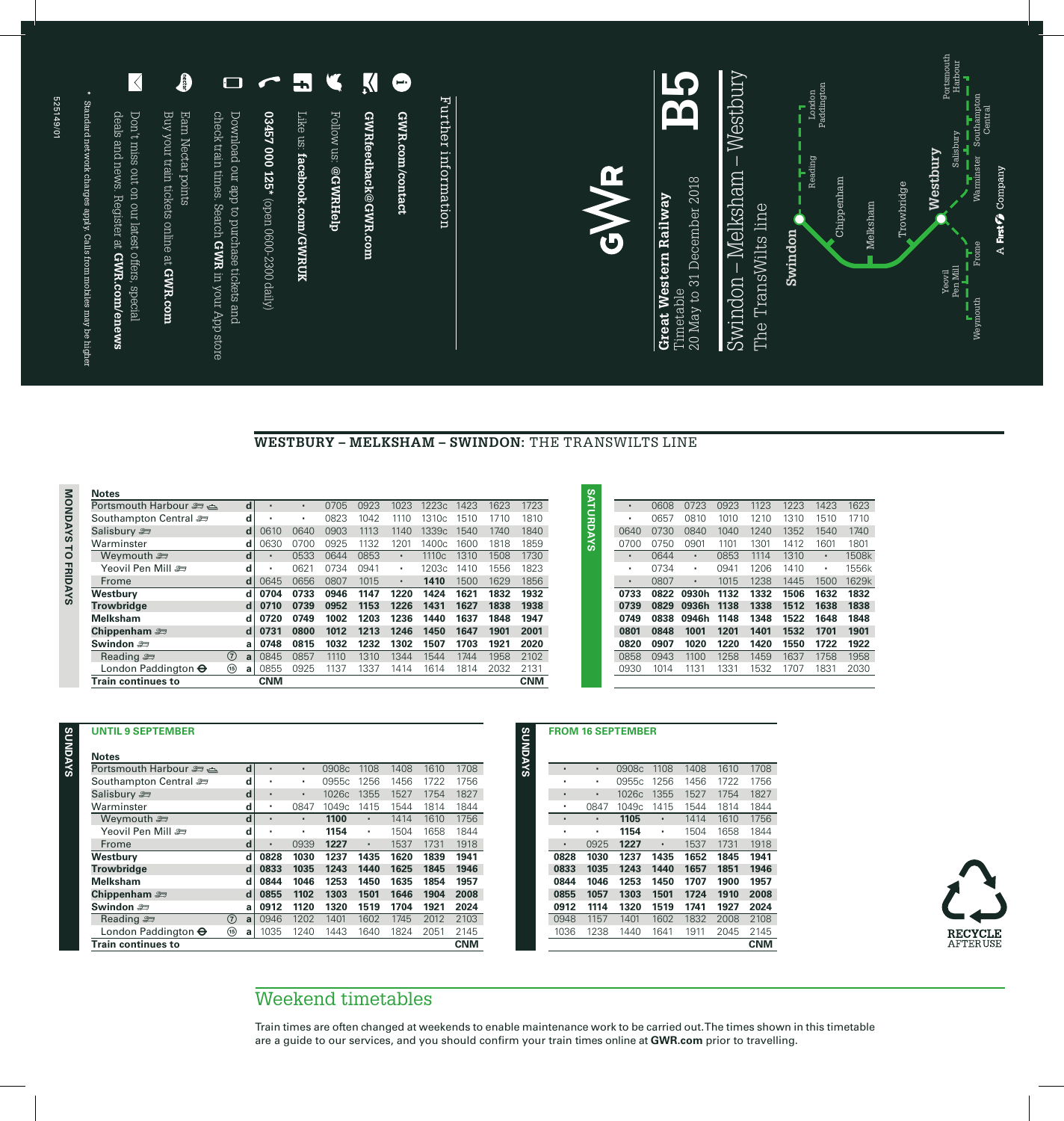Further information

GWR.com/contact

GWRfeedback@GWR.com

Follow us: @GWRHelp

Like us: facebook.com/GWRUK

03457 000 125* (open 0600-2300 daily)

Download our app to purchase tickets and check train times. Search GWR in your App store

Buy your train tickets online at GWR.com

Earn Nectar points

Don't miss out on our latest offers, special deals and news. Register at GWR.com/enews

* Standard network charges apply. Calls from mobiles may be higher

525149/01

GWR

**Great Western Railway**
Timetable
20 May to 31 December 2018

# B5

# Swindon – Melksham – Westbury
The TransWilts line

London Paddington, Reading, Swindon, Chippenham, Melksham, Trowbridge, Westbury, Salisbury, Southampton Central, Portsmouth Harbour, Warminster, Frome, Yeovil Pen Mill, Weymouth

A First Company

## WESTBURY – MELKSHAM – SWINDON: THE TRANSWILTS LINE

### MONDAYS TO FRIDAYS

| Notes | | | | | | | | | | | |
|---|---|---|---|---|---|---|---|---|---|---|---|
| Portsmouth Harbour | d | · | · | 0705 | 0923 | 1023 | 1223c | 1423 | 1623 | 1723 |
| Southampton Central | d | · | · | 0823 | 1042 | 1110 | 1310c | 1510 | 1710 | 1810 |
| Salisbury | d | 0610 | 0640 | 0903 | 1113 | 1140 | 1339c | 1540 | 1740 | 1840 |
| Warminster | d | 0630 | 0700 | 0925 | 1132 | 1201 | 1400c | 1600 | 1818 | 1859 |
| Weymouth | d | · | 0533 | 0644 | 0853 | · | 1110c | 1310 | 1508 | 1730 |
| Yeovil Pen Mill | d | · | 0621 | 0734 | 0941 | · | 1203c | 1410 | 1556 | 1823 |
| Frome | d | 0645 | 0656 | 0807 | 1015 | · | **1410** | 1500 | 1629 | 1856 |
| **Westbury** | d | **0704** | **0733** | **0946** | **1147** | **1220** | **1424** | **1621** | **1832** | **1932** |
| **Trowbridge** | d | **0710** | **0739** | **0952** | **1153** | **1226** | **1431** | **1627** | **1838** | **1938** |
| **Melksham** | d | **0720** | **0749** | **1002** | **1203** | **1236** | **1440** | **1637** | **1848** | **1947** |
| **Chippenham** | d | **0731** | **0800** | **1012** | **1213** | **1246** | **1450** | **1647** | **1901** | **2001** |
| **Swindon** | a | **0748** | **0815** | **1032** | **1232** | **1302** | **1507** | **1703** | **1921** | **2020** |
| Reading (7) | a | 0845 | 0857 | 1110 | 1310 | 1344 | 1544 | 1744 | 1958 | 2102 |
| London Paddington (15) | a | 0855 | 0925 | 1137 | 1337 | 1414 | 1614 | 1814 | 2032 | 2131 |
| **Train continues to** | | **CNM** | | | | | | | | **CNM** |

### SATURDAYS

| | | | | | | | | |
|---|---|---|---|---|---|---|---|---|
| · | 0608 | 0723 | 0923 | 1123 | 1223 | 1423 | 1623 |
| · | 0657 | 0810 | 1010 | 1210 | 1310 | 1510 | 1710 |
| 0640 | 0730 | 0840 | 1040 | 1240 | 1352 | 1540 | 1740 |
| 0700 | 0750 | 0901 | 1101 | 1301 | 1412 | 1601 | 1801 |
| · | 0644 | · | 0853 | 1114 | 1310 | · | 1508k |
| · | 0734 | · | 0941 | 1206 | 1410 | · | 1556k |
| · | 0807 | · | 1015 | 1238 | 1445 | 1500 | 1629k |
| **0733** | **0822** | **0930h** | **1132** | **1332** | **1506** | **1632** | **1832** |
| **0739** | **0829** | **0936h** | **1138** | **1338** | **1512** | **1638** | **1838** |
| **0749** | **0838** | **0946h** | **1148** | **1348** | **1522** | **1648** | **1848** |
| **0801** | **0848** | **1001** | **1201** | **1401** | **1532** | **1701** | **1901** |
| **0820** | **0907** | **1020** | **1220** | **1420** | **1550** | **1722** | **1922** |
| 0858 | 0943 | 1100 | 1258 | 1459 | 1637 | 1758 | 1958 |
| 0930 | 1014 | 1131 | 1331 | 1532 | 1707 | 1831 | 2030 |

### SUNDAYS — UNTIL 9 SEPTEMBER

| Notes | | | | | | | | | |
|---|---|---|---|---|---|---|---|---|---|
| Portsmouth Harbour | d | · | · | 0908c | 1108 | 1408 | 1610 | 1708 |
| Southampton Central | d | · | · | 0955c | 1256 | 1456 | 1722 | 1756 |
| Salisbury | d | · | · | 1026c | 1355 | 1527 | 1754 | 1827 |
| Warminster | d | · | 0847 | 1049c | 1415 | 1544 | 1814 | 1844 |
| Weymouth | d | · | · | **1100** | · | 1414 | 1610 | 1756 |
| Yeovil Pen Mill | d | · | · | **1154** | · | 1504 | 1658 | 1844 |
| Frome | d | · | 0939 | **1227** | · | 1537 | 1731 | 1918 |
| **Westbury** | d | **0828** | **1030** | **1237** | **1435** | **1620** | **1839** | **1941** |
| **Trowbridge** | d | **0833** | **1035** | **1243** | **1440** | **1625** | **1845** | **1946** |
| **Melksham** | d | **0843** | **1046** | **1253** | **1450** | **1635** | **1855** | **1957** |
| **Chippenham** | d | **0855** | **1102** | **1303** | **1501** | **1646** | **1904** | **2008** |
| **Swindon** | a | **0912** | **1120** | **1320** | **1519** | **1704** | **1921** | **2024** |
| Reading (7) | a | 0946 | 1202 | 1401 | 1602 | 1745 | 2012 | 2103 |
| London Paddington (15) | a | 1035 | 1240 | 1443 | 1640 | 1824 | 2051 | 2145 |
| **Train continues to** | | | | | | | | **CNM** |

### SUNDAYS — FROM 16 SEPTEMBER

| | | | | | | |
|---|---|---|---|---|---|---|
| · | · | 0908c | 1108 | 1408 | 1610 | 1708 |
| · | · | 0955c | 1256 | 1456 | 1722 | 1756 |
| · | · | 1026c | 1355 | 1527 | 1754 | 1827 |
| · | 0847 | 1049c | 1415 | 1544 | 1814 | 1844 |
| · | · | **1105** | · | 1414 | 1610 | 1756 |
| · | · | **1154** | · | 1504 | 1658 | 1844 |
| · | 0925 | **1227** | · | 1537 | 1731 | 1918 |
| **0828** | **1030** | **1237** | **1435** | **1652** | **1845** | **1941** |
| **0833** | **1035** | **1243** | **1440** | **1657** | **1851** | **1946** |
| **0844** | **1046** | **1253** | **1450** | **1707** | **1900** | **1957** |
| **0855** | **1057** | **1303** | **1501** | **1724** | **1910** | **2008** |
| **0912** | **1114** | **1320** | **1519** | **1741** | **1927** | **2024** |
| 0948 | 1157 | 1401 | 1602 | 1832 | 2008 | 2108 |
| 1036 | 1238 | 1440 | 1641 | 1911 | 2045 | 2145 |
| | | | | | | **CNM** |

## Weekend timetables

Train times are often changed at weekends to enable maintenance work to be carried out. The times shown in this timetable are a guide to our services, and you should confirm your train times online at **GWR.com** prior to travelling.

RECYCLE AFTER USE